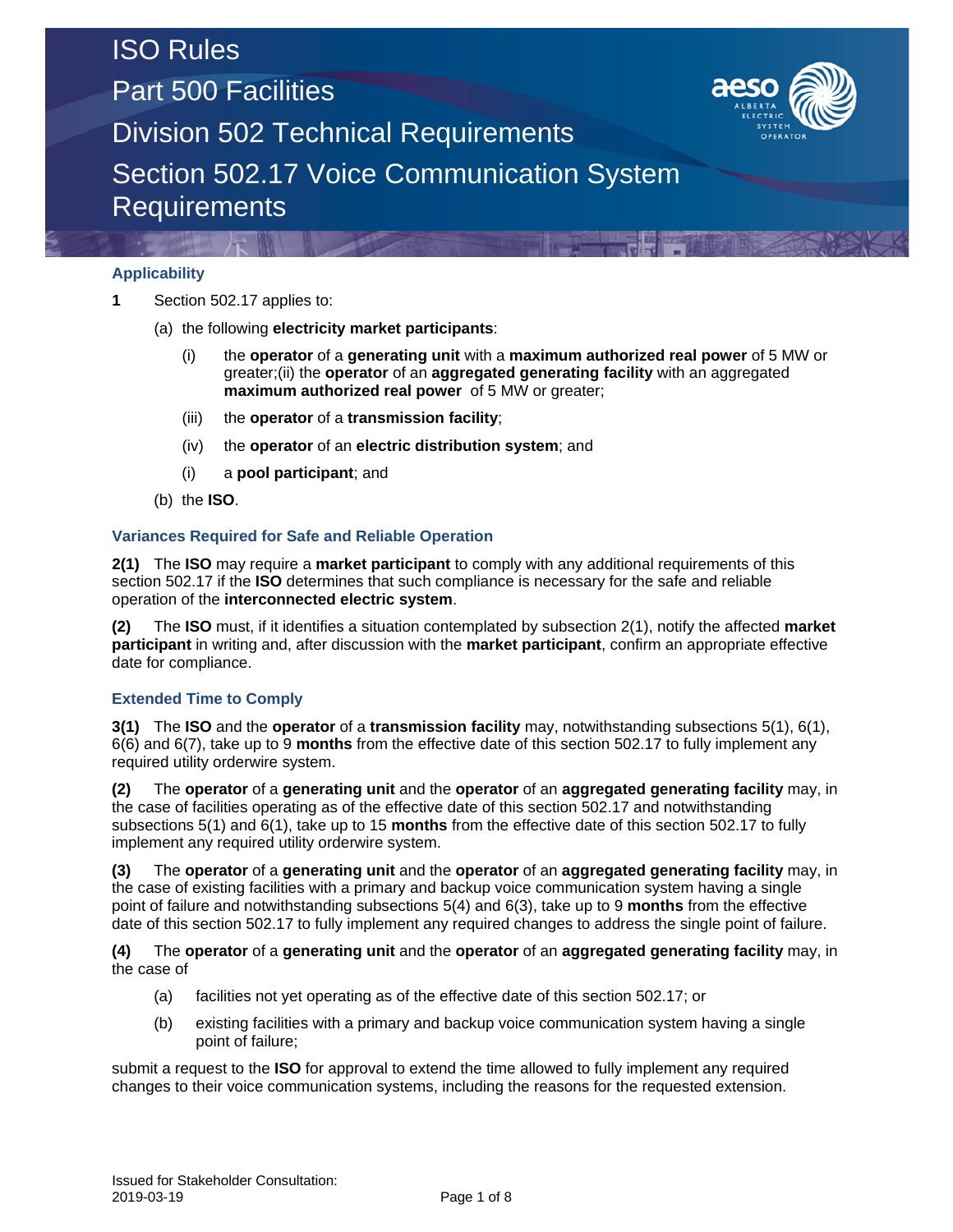# ISO Rules

## Part 500 Facilities

## Division 502 Technical Requirements

## Section 502.17 Voice Communication System Requirements

### Applicability

**1** Section 502.17 applies to:

(a) the following **electricity market participants**:

(i) the **operator** of a **generating unit** with a **maximum authorized real power** of 5 MW or greater;(ii) the **operator** of an **aggregated generating facility** with an aggregated **maximum authorized real power** of 5 MW or greater;

(iii) the **operator** of a **transmission facility**;

(iv) the **operator** of an **electric distribution system**; and

(i) a **pool participant**; and

(b) the **ISO**.

### Variances Required for Safe and Reliable Operation

**2(1)** The **ISO** may require a **market participant** to comply with any additional requirements of this section 502.17 if the **ISO** determines that such compliance is necessary for the safe and reliable operation of the **interconnected electric system**.

**(2)** The **ISO** must, if it identifies a situation contemplated by subsection 2(1), notify the affected **market participant** in writing and, after discussion with the **market participant**, confirm an appropriate effective date for compliance.

### Extended Time to Comply

**3(1)** The **ISO** and the **operator** of a **transmission facility** may, notwithstanding subsections 5(1), 6(1), 6(6) and 6(7), take up to 9 **months** from the effective date of this section 502.17 to fully implement any required utility orderwire system.

**(2)** The **operator** of a **generating unit** and the **operator** of an **aggregated generating facility** may, in the case of facilities operating as of the effective date of this section 502.17 and notwithstanding subsections 5(1) and 6(1), take up to 15 **months** from the effective date of this section 502.17 to fully implement any required utility orderwire system.

**(3)** The **operator** of a **generating unit** and the **operator** of an **aggregated generating facility** may, in the case of existing facilities with a primary and backup voice communication system having a single point of failure and notwithstanding subsections 5(4) and 6(3), take up to 9 **months** from the effective date of this section 502.17 to fully implement any required changes to address the single point of failure.

**(4)** The **operator** of a **generating unit** and the **operator** of an **aggregated generating facility** may, in the case of

(a) facilities not yet operating as of the effective date of this section 502.17; or

(b) existing facilities with a primary and backup voice communication system having a single point of failure;

submit a request to the **ISO** for approval to extend the time allowed to fully implement any required changes to their voice communication systems, including the reasons for the requested extension.

Issued for Stakeholder Consultation:
2019-03-19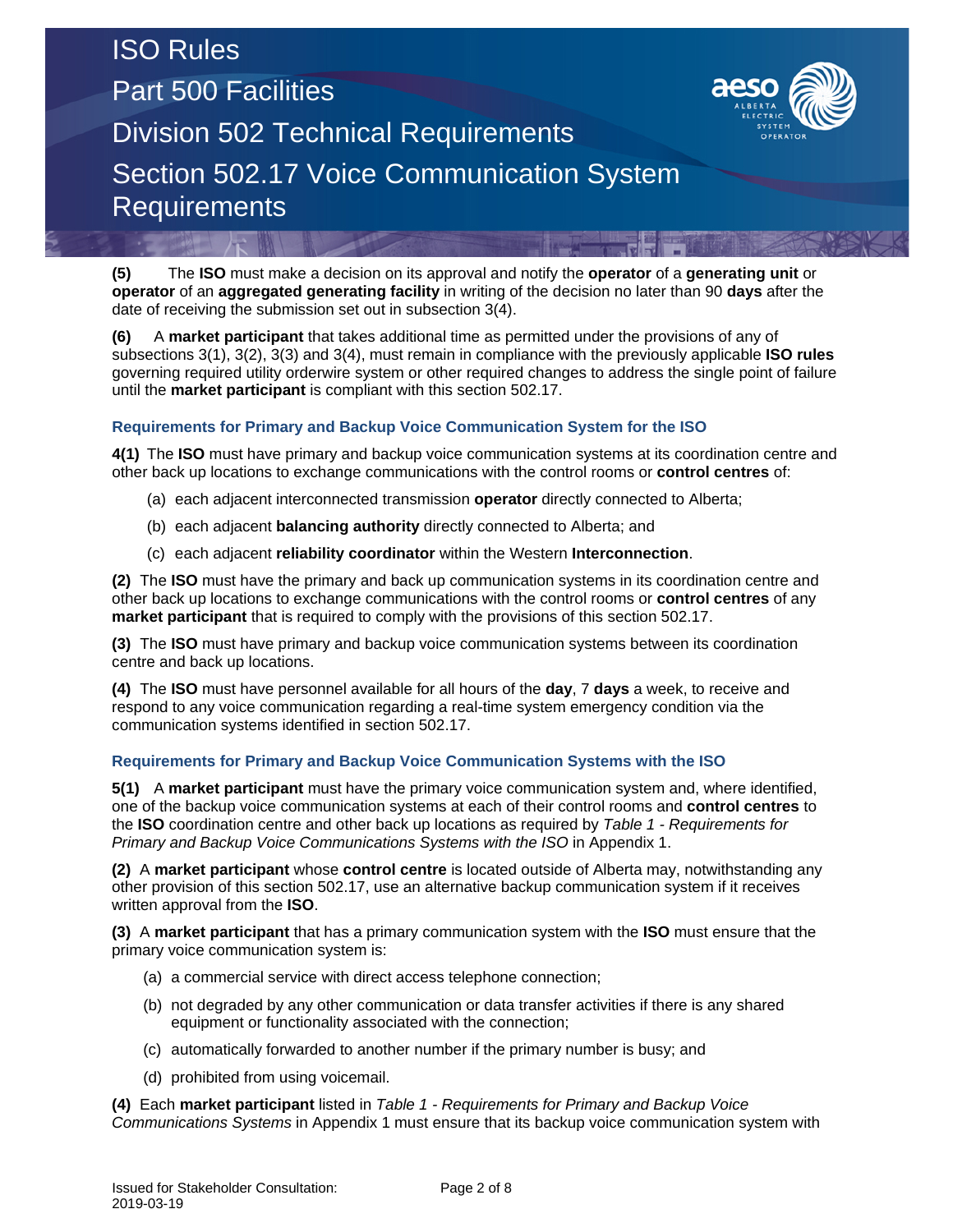**(5)** The **ISO** must make a decision on its approval and notify the **operator** of a **generating unit** or **operator** of an **aggregated generating facility** in writing of the decision no later than 90 **days** after the date of receiving the submission set out in subsection 3(4).

**(6)** A **market participant** that takes additional time as permitted under the provisions of any of subsections 3(1), 3(2), 3(3) and 3(4), must remain in compliance with the previously applicable **ISO rules** governing required utility orderwire system or other required changes to address the single point of failure until the **market participant** is compliant with this section 502.17.

### Requirements for Primary and Backup Voice Communication System for the ISO

**4(1)** The **ISO** must have primary and backup voice communication systems at its coordination centre and other back up locations to exchange communications with the control rooms or **control centres** of:

- (a) each adjacent interconnected transmission **operator** directly connected to Alberta;
- (b) each adjacent **balancing authority** directly connected to Alberta; and
- (c) each adjacent **reliability coordinator** within the Western **Interconnection**.

**(2)** The **ISO** must have the primary and back up communication systems in its coordination centre and other back up locations to exchange communications with the control rooms or **control centres** of any **market participant** that is required to comply with the provisions of this section 502.17.

**(3)** The **ISO** must have primary and backup voice communication systems between its coordination centre and back up locations.

**(4)** The **ISO** must have personnel available for all hours of the **day**, 7 **days** a week, to receive and respond to any voice communication regarding a real-time system emergency condition via the communication systems identified in section 502.17.

### Requirements for Primary and Backup Voice Communication Systems with the ISO

**5(1)** A **market participant** must have the primary voice communication system and, where identified, one of the backup voice communication systems at each of their control rooms and **control centres** to the **ISO** coordination centre and other back up locations as required by *Table 1 - Requirements for Primary and Backup Voice Communications Systems with the ISO* in Appendix 1.

**(2)** A **market participant** whose **control centre** is located outside of Alberta may, notwithstanding any other provision of this section 502.17, use an alternative backup communication system if it receives written approval from the **ISO**.

**(3)** A **market participant** that has a primary communication system with the **ISO** must ensure that the primary voice communication system is:

- (a) a commercial service with direct access telephone connection;
- (b) not degraded by any other communication or data transfer activities if there is any shared equipment or functionality associated with the connection;
- (c) automatically forwarded to another number if the primary number is busy; and
- (d) prohibited from using voicemail.

**(4)** Each **market participant** listed in *Table 1 - Requirements for Primary and Backup Voice Communications Systems* in Appendix 1 must ensure that its backup voice communication system with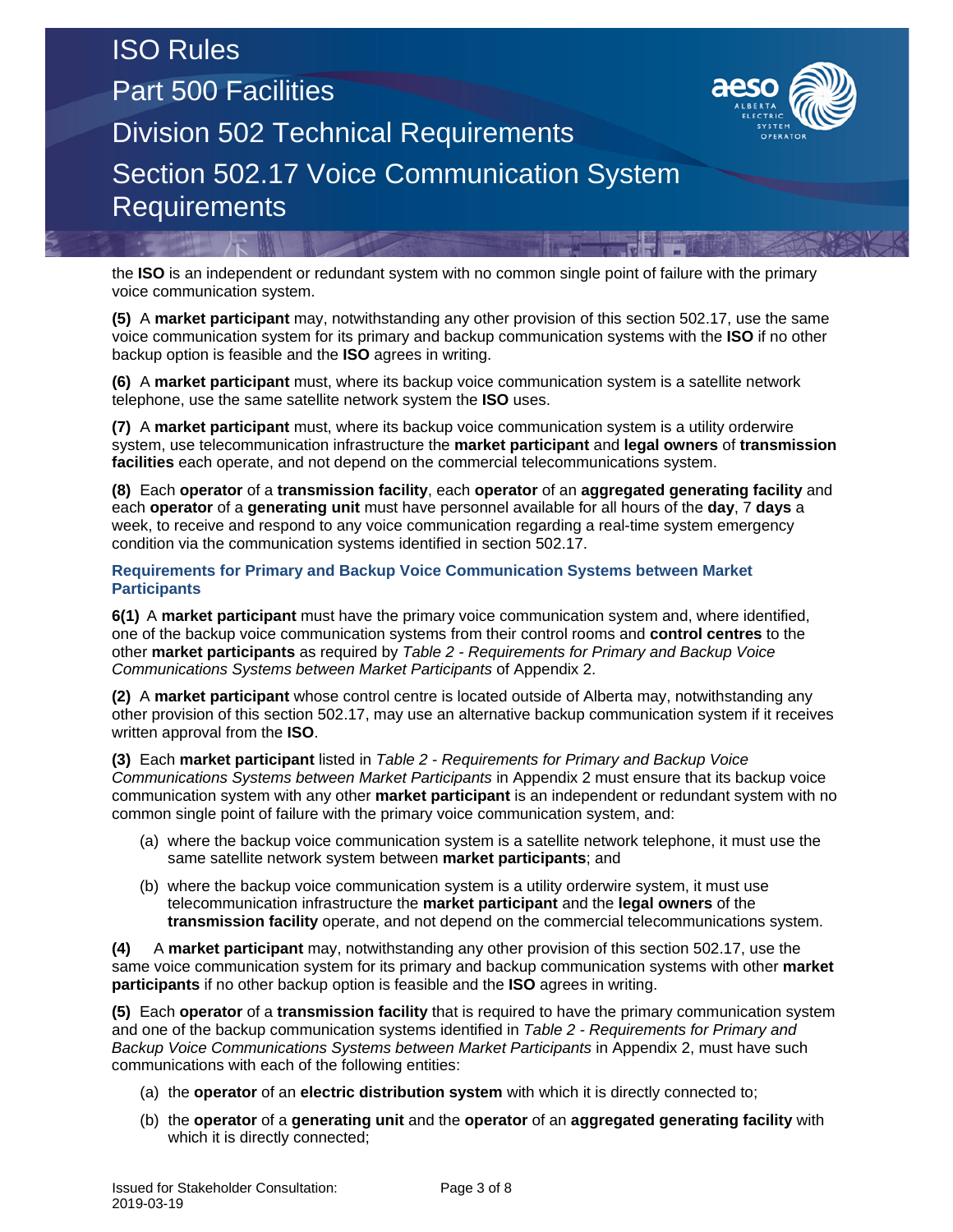the **ISO** is an independent or redundant system with no common single point of failure with the primary voice communication system.

**(5)** A **market participant** may, notwithstanding any other provision of this section 502.17, use the same voice communication system for its primary and backup communication systems with the **ISO** if no other backup option is feasible and the **ISO** agrees in writing.

**(6)** A **market participant** must, where its backup voice communication system is a satellite network telephone, use the same satellite network system the **ISO** uses.

**(7)** A **market participant** must, where its backup voice communication system is a utility orderwire system, use telecommunication infrastructure the **market participant** and **legal owners** of **transmission facilities** each operate, and not depend on the commercial telecommunications system.

**(8)** Each **operator** of a **transmission facility**, each **operator** of an **aggregated generating facility** and each **operator** of a **generating unit** must have personnel available for all hours of the **day**, 7 **days** a week, to receive and respond to any voice communication regarding a real-time system emergency condition via the communication systems identified in section 502.17.

### Requirements for Primary and Backup Voice Communication Systems between Market Participants

**6(1)** A **market participant** must have the primary voice communication system and, where identified, one of the backup voice communication systems from their control rooms and **control centres** to the other **market participants** as required by *Table 2 - Requirements for Primary and Backup Voice Communications Systems between Market Participants* of Appendix 2.

**(2)** A **market participant** whose control centre is located outside of Alberta may, notwithstanding any other provision of this section 502.17, may use an alternative backup communication system if it receives written approval from the **ISO**.

**(3)** Each **market participant** listed in *Table 2 - Requirements for Primary and Backup Voice Communications Systems between Market Participants* in Appendix 2 must ensure that its backup voice communication system with any other **market participant** is an independent or redundant system with no common single point of failure with the primary voice communication system, and:

(a) where the backup voice communication system is a satellite network telephone, it must use the same satellite network system between **market participants**; and

(b) where the backup voice communication system is a utility orderwire system, it must use telecommunication infrastructure the **market participant** and the **legal owners** of the **transmission facility** operate, and not depend on the commercial telecommunications system.

**(4)** A **market participant** may, notwithstanding any other provision of this section 502.17, use the same voice communication system for its primary and backup communication systems with other **market participants** if no other backup option is feasible and the **ISO** agrees in writing.

**(5)** Each **operator** of a **transmission facility** that is required to have the primary communication system and one of the backup communication systems identified in *Table 2 - Requirements for Primary and Backup Voice Communications Systems between Market Participants* in Appendix 2, must have such communications with each of the following entities:

(a) the **operator** of an **electric distribution system** with which it is directly connected to;

(b) the **operator** of a **generating unit** and the **operator** of an **aggregated generating facility** with which it is directly connected;

Issued for Stakeholder Consultation: 2019-03-19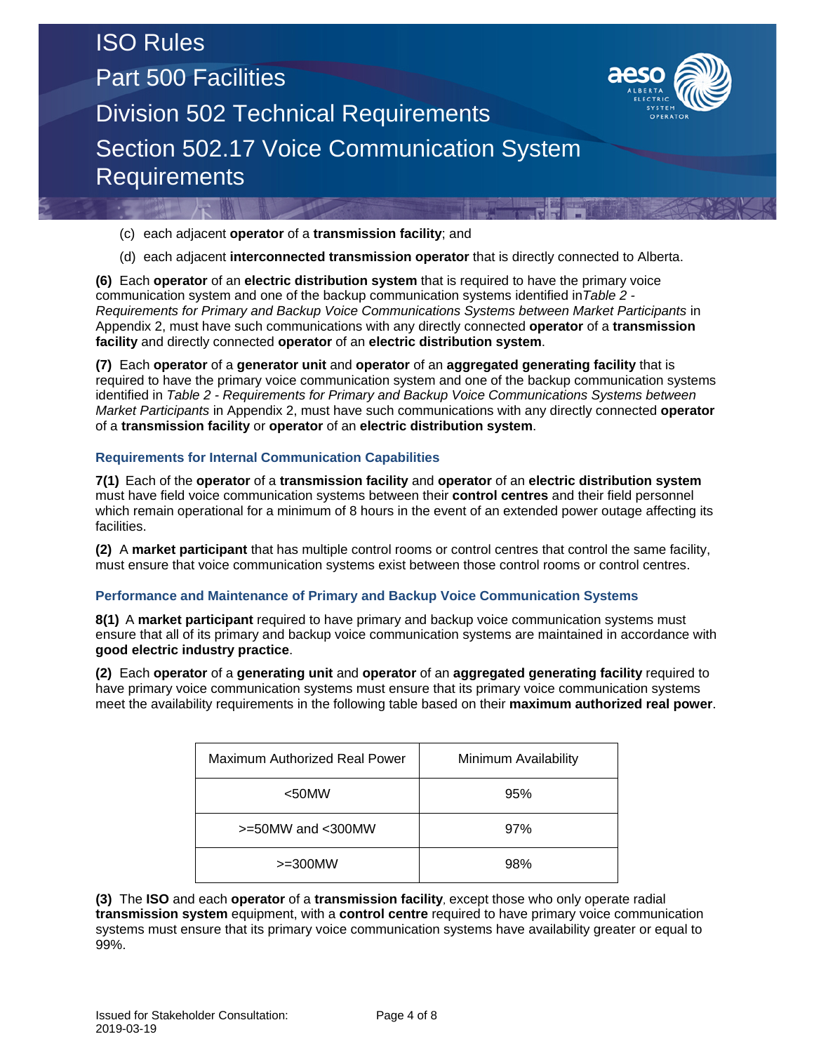(c) each adjacent **operator** of a **transmission facility**; and

(d) each adjacent **interconnected transmission operator** that is directly connected to Alberta.

**(6)** Each **operator** of an **electric distribution system** that is required to have the primary voice communication system and one of the backup communication systems identified in*Table 2 - Requirements for Primary and Backup Voice Communications Systems between Market Participants* in Appendix 2, must have such communications with any directly connected **operator** of a **transmission facility** and directly connected **operator** of an **electric distribution system**.

**(7)** Each **operator** of a **generator unit** and **operator** of an **aggregated generating facility** that is required to have the primary voice communication system and one of the backup communication systems identified in *Table 2 - Requirements for Primary and Backup Voice Communications Systems between Market Participants* in Appendix 2, must have such communications with any directly connected **operator** of a **transmission facility** or **operator** of an **electric distribution system**.

### Requirements for Internal Communication Capabilities

**7(1)** Each of the **operator** of a **transmission facility** and **operator** of an **electric distribution system** must have field voice communication systems between their **control centres** and their field personnel which remain operational for a minimum of 8 hours in the event of an extended power outage affecting its facilities.

**(2)** A **market participant** that has multiple control rooms or control centres that control the same facility, must ensure that voice communication systems exist between those control rooms or control centres.

### Performance and Maintenance of Primary and Backup Voice Communication Systems

**8(1)** A **market participant** required to have primary and backup voice communication systems must ensure that all of its primary and backup voice communication systems are maintained in accordance with **good electric industry practice**.

**(2)** Each **operator** of a **generating unit** and **operator** of an **aggregated generating facility** required to have primary voice communication systems must ensure that its primary voice communication systems meet the availability requirements in the following table based on their **maximum authorized real power**.

| Maximum Authorized Real Power | Minimum Availability |
| --- | --- |
| <50MW | 95% |
| >=50MW and <300MW | 97% |
| >=300MW | 98% |

**(3)** The **ISO** and each **operator** of a **transmission facility**, except those who only operate radial **transmission system** equipment, with a **control centre** required to have primary voice communication systems must ensure that its primary voice communication systems have availability greater or equal to 99%.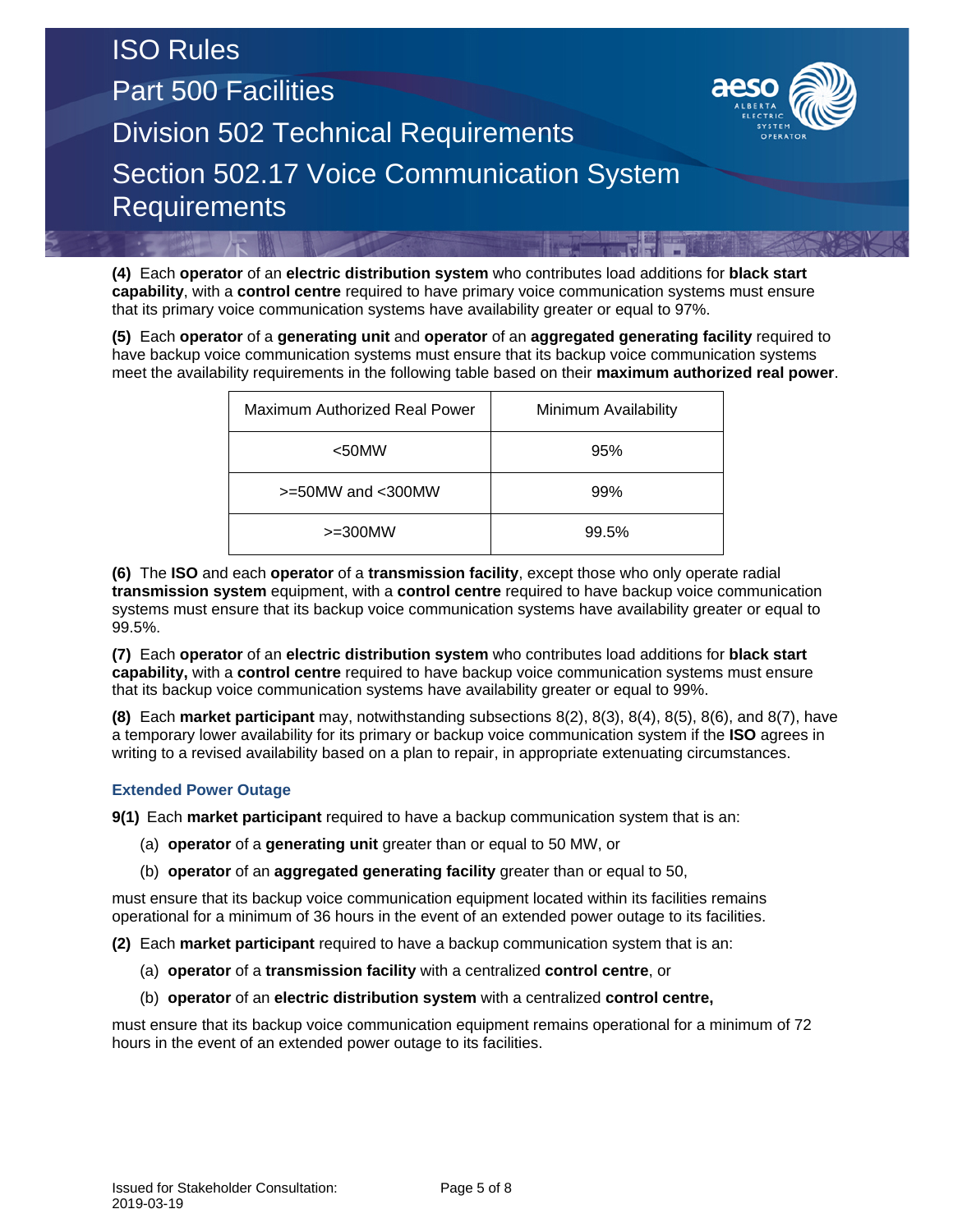**(4)** Each **operator** of an **electric distribution system** who contributes load additions for **black start capability**, with a **control centre** required to have primary voice communication systems must ensure that its primary voice communication systems have availability greater or equal to 97%.

**(5)** Each **operator** of a **generating unit** and **operator** of an **aggregated generating facility** required to have backup voice communication systems must ensure that its backup voice communication systems meet the availability requirements in the following table based on their **maximum authorized real power**.

| Maximum Authorized Real Power | Minimum Availability |
|---|---|
| <50MW | 95% |
| >=50MW and <300MW | 99% |
| >=300MW | 99.5% |

**(6)** The **ISO** and each **operator** of a **transmission facility**, except those who only operate radial **transmission system** equipment, with a **control centre** required to have backup voice communication systems must ensure that its backup voice communication systems have availability greater or equal to 99.5%.

**(7)** Each **operator** of an **electric distribution system** who contributes load additions for **black start capability,** with a **control centre** required to have backup voice communication systems must ensure that its backup voice communication systems have availability greater or equal to 99%.

**(8)** Each **market participant** may, notwithstanding subsections 8(2), 8(3), 8(4), 8(5), 8(6), and 8(7), have a temporary lower availability for its primary or backup voice communication system if the **ISO** agrees in writing to a revised availability based on a plan to repair, in appropriate extenuating circumstances.

### Extended Power Outage

**9(1)** Each **market participant** required to have a backup communication system that is an:

(a) **operator** of a **generating unit** greater than or equal to 50 MW, or

(b) **operator** of an **aggregated generating facility** greater than or equal to 50,

must ensure that its backup voice communication equipment located within its facilities remains operational for a minimum of 36 hours in the event of an extended power outage to its facilities.

**(2)** Each **market participant** required to have a backup communication system that is an:

(a) **operator** of a **transmission facility** with a centralized **control centre**, or

(b) **operator** of an **electric distribution system** with a centralized **control centre,**

must ensure that its backup voice communication equipment remains operational for a minimum of 72 hours in the event of an extended power outage to its facilities.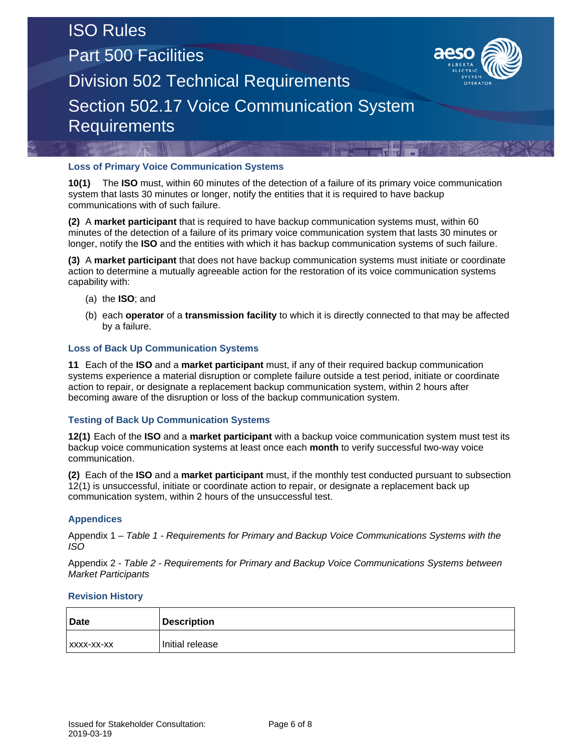### Loss of Primary Voice Communication Systems

**10(1)** The **ISO** must, within 60 minutes of the detection of a failure of its primary voice communication system that lasts 30 minutes or longer, notify the entities that it is required to have backup communications with of such failure.

**(2)** A **market participant** that is required to have backup communication systems must, within 60 minutes of the detection of a failure of its primary voice communication system that lasts 30 minutes or longer, notify the **ISO** and the entities with which it has backup communication systems of such failure.

**(3)** A **market participant** that does not have backup communication systems must initiate or coordinate action to determine a mutually agreeable action for the restoration of its voice communication systems capability with:

(a) the **ISO**; and

(b) each **operator** of a **transmission facility** to which it is directly connected to that may be affected by a failure.

### Loss of Back Up Communication Systems

**11** Each of the **ISO** and a **market participant** must, if any of their required backup communication systems experience a material disruption or complete failure outside a test period, initiate or coordinate action to repair, or designate a replacement backup communication system, within 2 hours after becoming aware of the disruption or loss of the backup communication system.

### Testing of Back Up Communication Systems

**12(1)** Each of the **ISO** and a **market participant** with a backup voice communication system must test its backup voice communication systems at least once each **month** to verify successful two-way voice communication.

**(2)** Each of the **ISO** and a **market participant** must, if the monthly test conducted pursuant to subsection 12(1) is unsuccessful, initiate or coordinate action to repair, or designate a replacement back up communication system, within 2 hours of the unsuccessful test.

### Appendices

Appendix 1 – *Table 1 - Requirements for Primary and Backup Voice Communications Systems with the ISO*

Appendix 2 - *Table 2 - Requirements for Primary and Backup Voice Communications Systems between Market Participants*

### Revision History

| Date | Description |
|---|---|
| xxxx-xx-xx | Initial release |

Issued for Stakeholder Consultation: 2019-03-19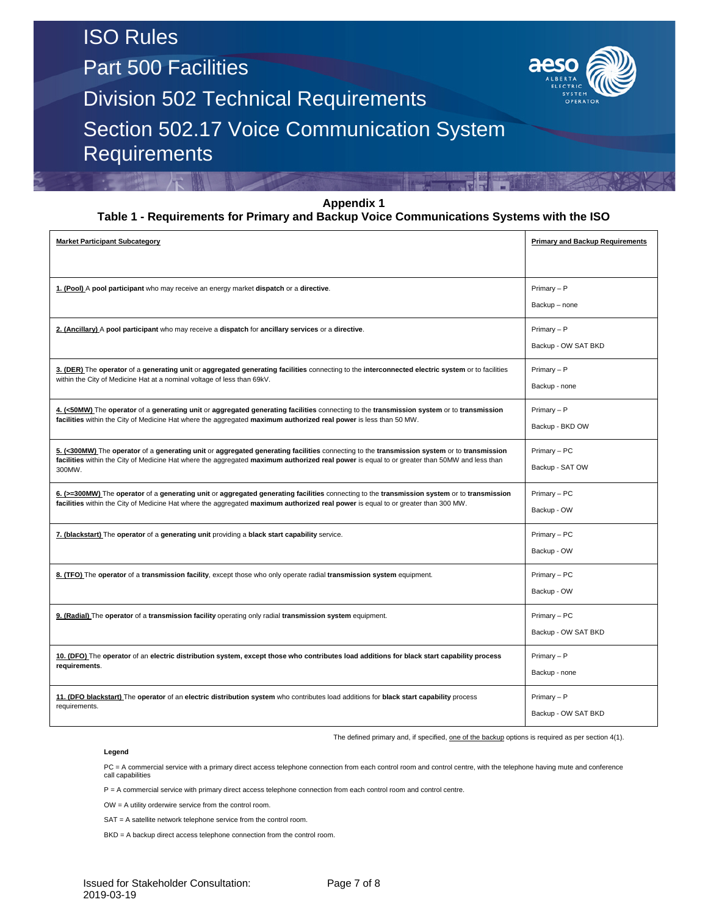## Appendix 1

### Table 1 - Requirements for Primary and Backup Voice Communications Systems with the ISO

| Market Participant Subcategory | Primary and Backup Requirements |
|---|---|
| 1. (Pool) A **pool participant** who may receive an energy market **dispatch** or a **directive**. | Primary – P<br>Backup – none |
| 2. (Ancillary) A **pool participant** who may receive a **dispatch** for **ancillary services** or a **directive**. | Primary – P<br>Backup - OW SAT BKD |
| 3. (DER) The **operator** of a **generating unit** or **aggregated generating facilities** connecting to the **interconnected electric system** or to facilities within the City of Medicine Hat at a nominal voltage of less than 69kV. | Primary – P<br>Backup - none |
| 4. (<50MW) The **operator** of a **generating unit** or **aggregated generating facilities** connecting to the **transmission system** or to **transmission facilities** within the City of Medicine Hat where the aggregated **maximum authorized real power** is less than 50 MW. | Primary – P<br>Backup - BKD OW |
| 5. (<300MW) The **operator** of a **generating unit** or **aggregated generating facilities** connecting to the **transmission system** or to **transmission facilities** within the City of Medicine Hat where the aggregated **maximum authorized real power** is equal to or greater than 50MW and less than 300MW. | Primary – PC<br>Backup - SAT OW |
| 6. (>=300MW) The **operator** of a **generating unit** or **aggregated generating facilities** connecting to the **transmission system** or to **transmission facilities** within the City of Medicine Hat where the aggregated **maximum authorized real power** is equal to or greater than 300 MW. | Primary – PC<br>Backup - OW |
| 7. (blackstart) The **operator** of a **generating unit** providing a **black start capability** service. | Primary – PC<br>Backup - OW |
| 8. (TFO) The **operator** of a **transmission facility**, except those who only operate radial **transmission system** equipment. | Primary – PC<br>Backup - OW |
| 9. (Radial) The **operator** of a **transmission facility** operating only radial **transmission system** equipment. | Primary – PC<br>Backup - OW SAT BKD |
| 10. (DFO) The **operator** of an **electric distribution system, except those who contributes load additions for black start capability process requirements**. | Primary – P<br>Backup - none |
| 11. (DFO blackstart) The **operator** of an **electric distribution system** who contributes load additions for **black start capability** process requirements. | Primary – P<br>Backup - OW SAT BKD |

The defined primary and, if specified, one of the backup options is required as per section 4(1).

**Legend**

PC = A commercial service with a primary direct access telephone connection from each control room and control centre, with the telephone having mute and conference call capabilities

P = A commercial service with primary direct access telephone connection from each control room and control centre.

OW = A utility orderwire service from the control room.

SAT = A satellite network telephone service from the control room.

BKD = A backup direct access telephone connection from the control room.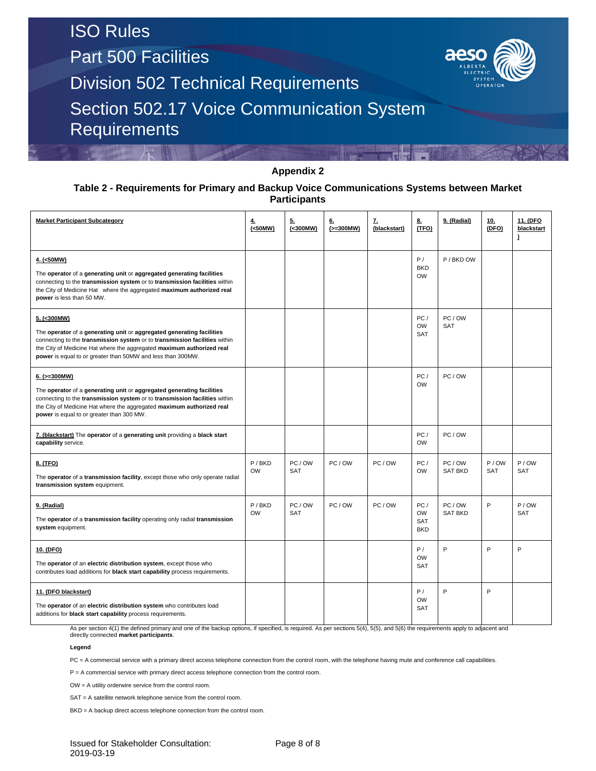## Appendix 2

### Table 2 - Requirements for Primary and Backup Voice Communications Systems between Market Participants

| Market Participant Subcategory | 4. (<50MW) | 5. (<300MW) | 6. (>=300MW) | 7. (blackstart) | 8. (TFO) | 9. (Radial) | 10. (DFO) | 11. (DFO blackstart) |
|---|---|---|---|---|---|---|---|---|
| **4. (<50MW)** The **operator** of a **generating unit** or **aggregated generating facilities** connecting to the **transmission system** or to **transmission facilities** within the City of Medicine Hat where the aggregated **maximum authorized real power** is less than 50 MW. | | | | | P / BKD OW | P / BKD OW | | |
| **5. (<300MW)** The **operator** of a **generating unit** or **aggregated generating facilities** connecting to the **transmission system** or to **transmission facilities** within the City of Medicine Hat where the aggregated **maximum authorized real power** is equal to or greater than 50MW and less than 300MW. | | | | | PC / OW SAT | PC / OW SAT | | |
| **6. (>=300MW)** The **operator** of a **generating unit** or **aggregated generating facilities** connecting to the **transmission system** or to **transmission facilities** within the City of Medicine Hat where the aggregated **maximum authorized real power** is equal to or greater than 300 MW. | | | | | PC / OW | PC / OW | | |
| **7. (blackstart)** The **operator** of a **generating unit** providing a **black start capability** service. | | | | | PC / OW | PC / OW | | |
| **8. (TFO)** The **operator** of a **transmission facility**, except those who only operate radial **transmission system** equipment. | P / BKD OW | PC / OW SAT | PC / OW | PC / OW | PC / OW | PC / OW SAT BKD | P / OW SAT | P / OW SAT |
| **9. (Radial)** The **operator** of a **transmission facility** operating only radial **transmission system** equipment. | P / BKD OW | PC / OW SAT | PC / OW | PC / OW | PC / OW SAT BKD | PC / OW SAT BKD | P | P / OW SAT |
| **10. (DFO)** The **operator** of an **electric distribution system**, except those who contributes load additions for **black start capability** process requirements. | | | | | P / OW SAT | P | P | P |
| **11. (DFO blackstart)** The **operator** of an **electric distribution system** who contributes load additions for **black start capability** process requirements. | | | | | P / OW SAT | P | P | |

As per section 4(1) the defined primary and one of the backup options, if specified, is required. As per sections 5(4), 5(5), and 5(6) the requirements apply to adjacent and directly connected **market participants**.

**Legend**

PC = A commercial service with a primary direct access telephone connection from the control room, with the telephone having mute and conference call capabilities.

P = A commercial service with primary direct access telephone connection from the control room.

OW = A utility orderwire service from the control room.

SAT = A satellite network telephone service from the control room.

BKD = A backup direct access telephone connection from the control room.

Issued for Stakeholder Consultation: 2019-03-19